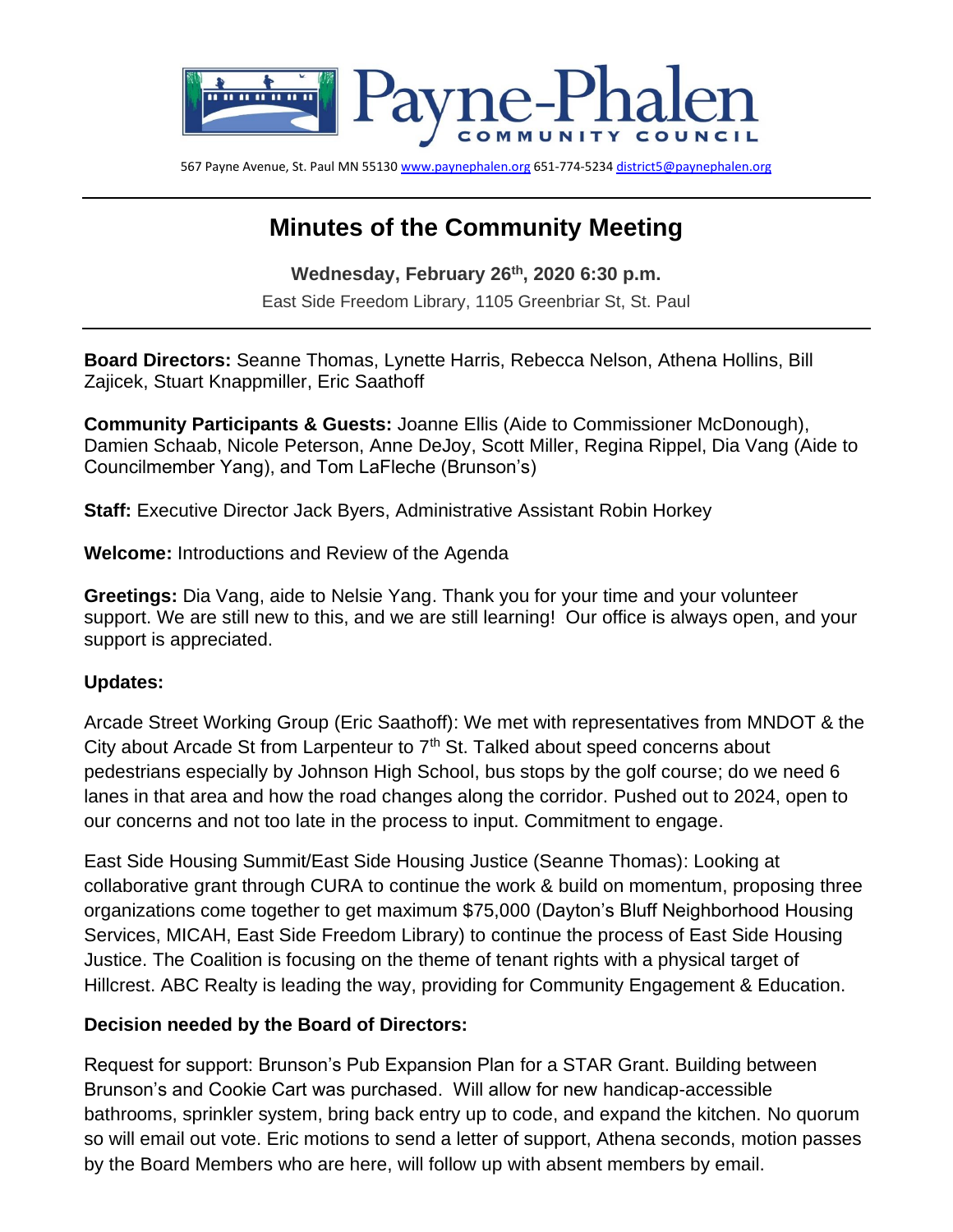Payne-Phalen COMMUNITY COUNCIL

567 Payne Avenue, St. Paul MN 55130 www.paynephalen.org 651-774-5234 district5@paynephalen.org

# Minutes of the Community Meeting

**Wednesday, February 26th, 2020 6:30 p.m.**

East Side Freedom Library, 1105 Greenbriar St, St. Paul

**Board Directors:** Seanne Thomas, Lynette Harris, Rebecca Nelson, Athena Hollins, Bill Zajicek, Stuart Knappmiller, Eric Saathoff

**Community Participants & Guests:** Joanne Ellis (Aide to Commissioner McDonough), Damien Schaab, Nicole Peterson, Anne DeJoy, Scott Miller, Regina Rippel, Dia Vang (Aide to Councilmember Yang), and Tom LaFleche (Brunson's)

**Staff:** Executive Director Jack Byers, Administrative Assistant Robin Horkey

**Welcome:** Introductions and Review of the Agenda

**Greetings:** Dia Vang, aide to Nelsie Yang. Thank you for your time and your volunteer support. We are still new to this, and we are still learning! Our office is always open, and your support is appreciated.

**Updates:**

Arcade Street Working Group (Eric Saathoff): We met with representatives from MNDOT & the City about Arcade St from Larpenteur to 7th St. Talked about speed concerns about pedestrians especially by Johnson High School, bus stops by the golf course; do we need 6 lanes in that area and how the road changes along the corridor. Pushed out to 2024, open to our concerns and not too late in the process to input. Commitment to engage.

East Side Housing Summit/East Side Housing Justice (Seanne Thomas): Looking at collaborative grant through CURA to continue the work & build on momentum, proposing three organizations come together to get maximum $75,000 (Dayton's Bluff Neighborhood Housing Services, MICAH, East Side Freedom Library) to continue the process of East Side Housing Justice. The Coalition is focusing on the theme of tenant rights with a physical target of Hillcrest. ABC Realty is leading the way, providing for Community Engagement & Education.

**Decision needed by the Board of Directors:**

Request for support: Brunson's Pub Expansion Plan for a STAR Grant. Building between Brunson's and Cookie Cart was purchased. Will allow for new handicap-accessible bathrooms, sprinkler system, bring back entry up to code, and expand the kitchen. No quorum so will email out vote. Eric motions to send a letter of support, Athena seconds, motion passes by the Board Members who are here, will follow up with absent members by email.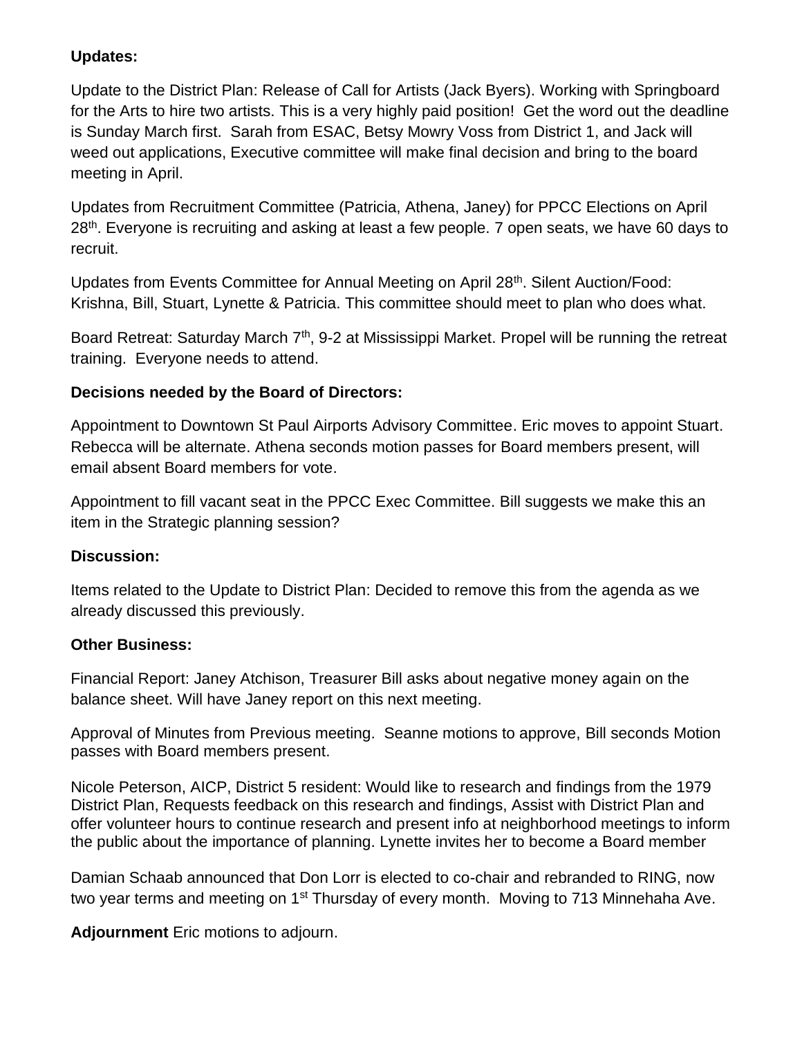**Updates:**

Update to the District Plan: Release of Call for Artists (Jack Byers). Working with Springboard for the Arts to hire two artists. This is a very highly paid position! Get the word out the deadline is Sunday March first. Sarah from ESAC, Betsy Mowry Voss from District 1, and Jack will weed out applications, Executive committee will make final decision and bring to the board meeting in April.

Updates from Recruitment Committee (Patricia, Athena, Janey) for PPCC Elections on April 28th. Everyone is recruiting and asking at least a few people. 7 open seats, we have 60 days to recruit.

Updates from Events Committee for Annual Meeting on April 28th. Silent Auction/Food: Krishna, Bill, Stuart, Lynette & Patricia. This committee should meet to plan who does what.

Board Retreat: Saturday March 7th, 9-2 at Mississippi Market. Propel will be running the retreat training. Everyone needs to attend.

**Decisions needed by the Board of Directors:**

Appointment to Downtown St Paul Airports Advisory Committee. Eric moves to appoint Stuart. Rebecca will be alternate. Athena seconds motion passes for Board members present, will email absent Board members for vote.

Appointment to fill vacant seat in the PPCC Exec Committee. Bill suggests we make this an item in the Strategic planning session?

**Discussion:**

Items related to the Update to District Plan: Decided to remove this from the agenda as we already discussed this previously.

**Other Business:**

Financial Report: Janey Atchison, Treasurer Bill asks about negative money again on the balance sheet. Will have Janey report on this next meeting.

Approval of Minutes from Previous meeting. Seanne motions to approve, Bill seconds Motion passes with Board members present.

Nicole Peterson, AICP, District 5 resident: Would like to research and findings from the 1979 District Plan, Requests feedback on this research and findings, Assist with District Plan and offer volunteer hours to continue research and present info at neighborhood meetings to inform the public about the importance of planning. Lynette invites her to become a Board member

Damian Schaab announced that Don Lorr is elected to co-chair and rebranded to RING, now two year terms and meeting on 1st Thursday of every month. Moving to 713 Minnehaha Ave.

**Adjournment** Eric motions to adjourn.